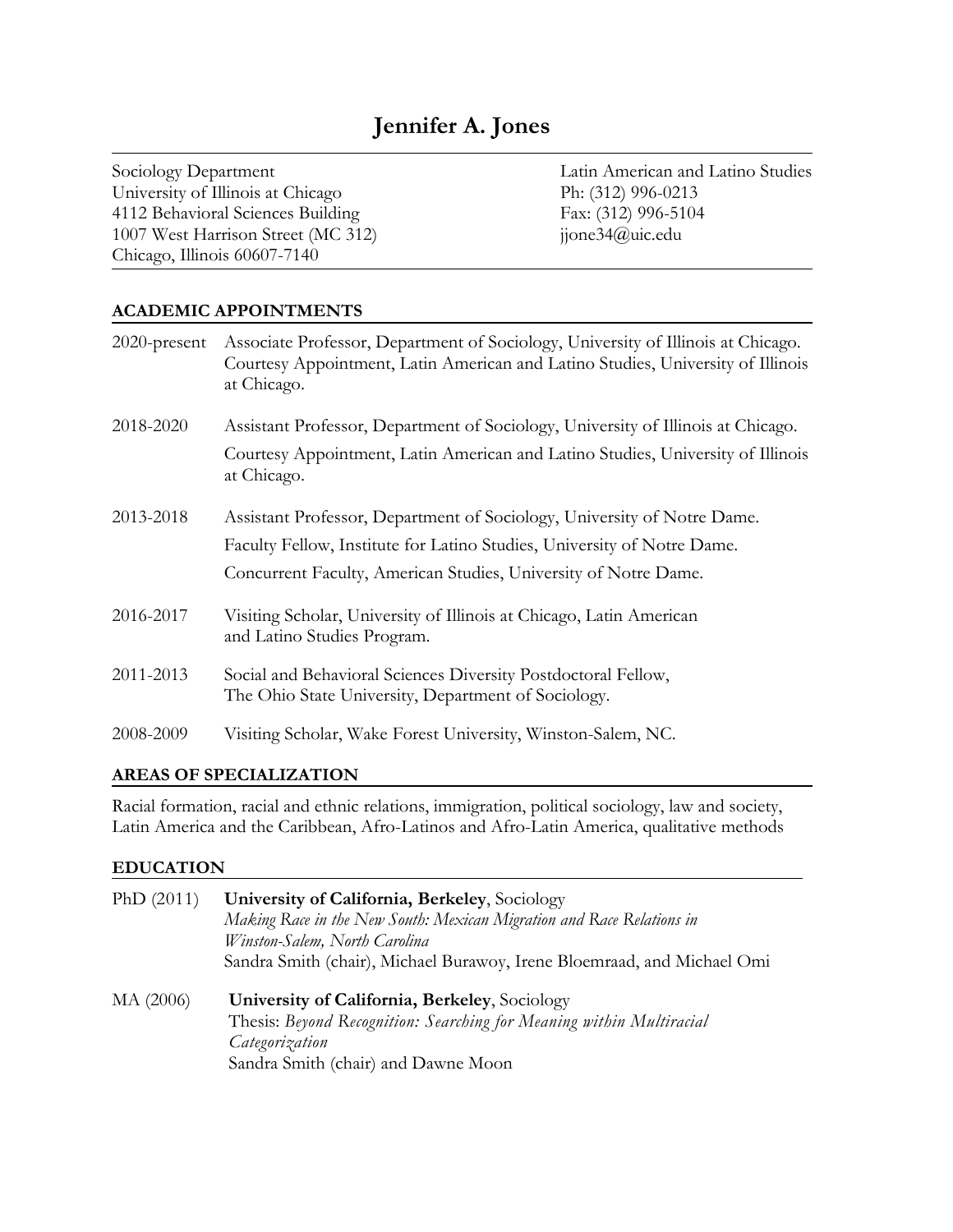# Jennifer A. Jones

Sociology Department
University of Illinois at Chicago
4112 Behavioral Sciences Building
1007 West Harrison Street (MC 312)
Chicago, Illinois 60607-7140

Latin American and Latino Studies
Ph: (312) 996-0213
Fax: (312) 996-5104
jjone34@uic.edu

## ACADEMIC APPOINTMENTS

2020-present — Associate Professor, Department of Sociology, University of Illinois at Chicago. Courtesy Appointment, Latin American and Latino Studies, University of Illinois at Chicago.

2018-2020 — Assistant Professor, Department of Sociology, University of Illinois at Chicago.
Courtesy Appointment, Latin American and Latino Studies, University of Illinois at Chicago.

2013-2018 — Assistant Professor, Department of Sociology, University of Notre Dame.
Faculty Fellow, Institute for Latino Studies, University of Notre Dame.
Concurrent Faculty, American Studies, University of Notre Dame.

2016-2017 — Visiting Scholar, University of Illinois at Chicago, Latin American and Latino Studies Program.

2011-2013 — Social and Behavioral Sciences Diversity Postdoctoral Fellow, The Ohio State University, Department of Sociology.

2008-2009 — Visiting Scholar, Wake Forest University, Winston-Salem, NC.

## AREAS OF SPECIALIZATION

Racial formation, racial and ethnic relations, immigration, political sociology, law and society, Latin America and the Caribbean, Afro-Latinos and Afro-Latin America, qualitative methods

## EDUCATION

PhD (2011) — **University of California, Berkeley**, Sociology
*Making Race in the New South: Mexican Migration and Race Relations in Winston-Salem, North Carolina*
Sandra Smith (chair), Michael Burawoy, Irene Bloemraad, and Michael Omi

MA (2006) — **University of California, Berkeley**, Sociology
Thesis: *Beyond Recognition: Searching for Meaning within Multiracial Categorization*
Sandra Smith (chair) and Dawne Moon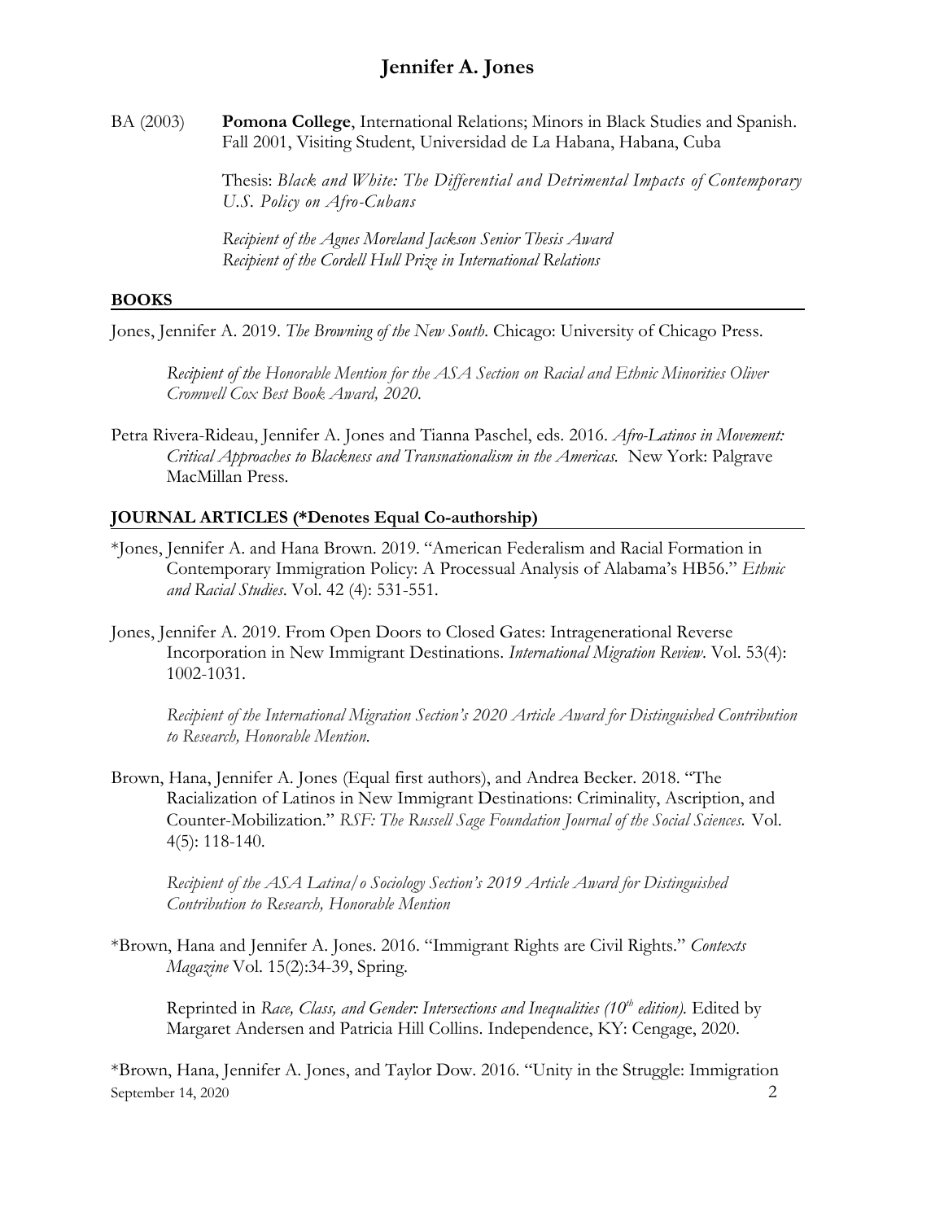BA (2003) **Pomona College**, International Relations; Minors in Black Studies and Spanish. Fall 2001, Visiting Student, Universidad de La Habana, Habana, Cuba

Thesis: *Black and White: The Differential and Detrimental Impacts of Contemporary U.S. Policy on Afro-Cubans*

*Recipient of the Agnes Moreland Jackson Senior Thesis Award*
*Recipient of the Cordell Hull Prize in International Relations*

## BOOKS

Jones, Jennifer A. 2019. *The Browning of the New South*. Chicago: University of Chicago Press.

*Recipient of the Honorable Mention for the ASA Section on Racial and Ethnic Minorities Oliver Cromwell Cox Best Book Award, 2020.*

Petra Rivera-Rideau, Jennifer A. Jones and Tianna Paschel, eds. 2016. *Afro-Latinos in Movement: Critical Approaches to Blackness and Transnationalism in the Americas.* New York: Palgrave MacMillan Press.

## JOURNAL ARTICLES (*Denotes Equal Co-authorship)

*Jones, Jennifer A. and Hana Brown. 2019. "American Federalism and Racial Formation in Contemporary Immigration Policy: A Processual Analysis of Alabama's HB56." *Ethnic and Racial Studies*. Vol. 42 (4): 531-551.

Jones, Jennifer A. 2019. From Open Doors to Closed Gates: Intragenerational Reverse Incorporation in New Immigrant Destinations. *International Migration Review*. Vol. 53(4): 1002-1031.

*Recipient of the International Migration Section's 2020 Article Award for Distinguished Contribution to Research, Honorable Mention.*

Brown, Hana, Jennifer A. Jones (Equal first authors), and Andrea Becker. 2018. "The Racialization of Latinos in New Immigrant Destinations: Criminality, Ascription, and Counter-Mobilization." *RSF: The Russell Sage Foundation Journal of the Social Sciences.* Vol. 4(5): 118-140.

*Recipient of the ASA Latina/o Sociology Section's 2019 Article Award for Distinguished Contribution to Research, Honorable Mention*

*Brown, Hana and Jennifer A. Jones. 2016. "Immigrant Rights are Civil Rights." *Contexts Magazine* Vol. 15(2):34-39, Spring.

Reprinted in *Race, Class, and Gender: Intersections and Inequalities (10th edition).* Edited by Margaret Andersen and Patricia Hill Collins. Independence, KY: Cengage, 2020.

*Brown, Hana, Jennifer A. Jones, and Taylor Dow. 2016. "Unity in the Struggle: Immigration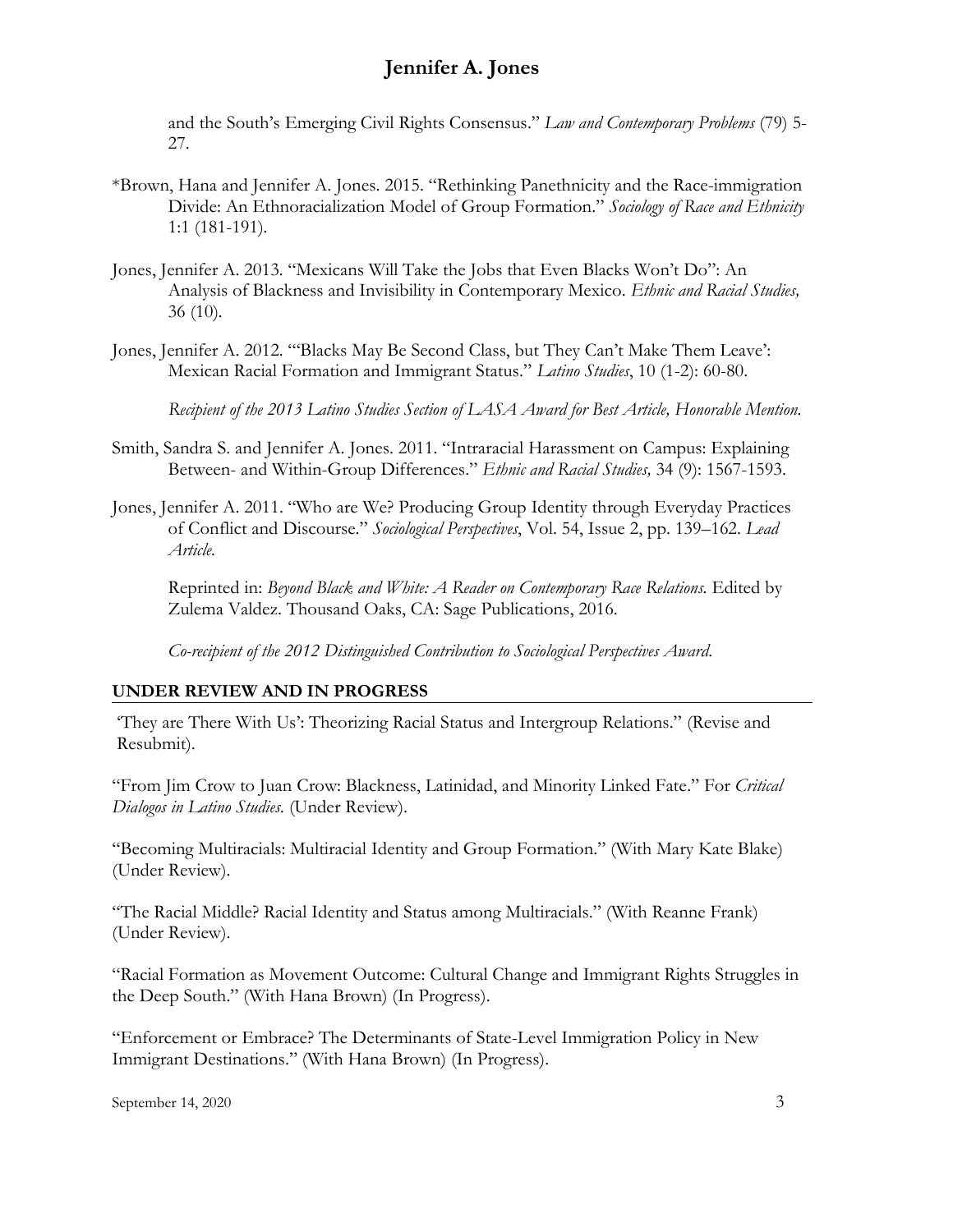and the South's Emerging Civil Rights Consensus." *Law and Contemporary Problems* (79) 5-27.

*Brown, Hana and Jennifer A. Jones. 2015. "Rethinking Panethnicity and the Race-immigration Divide: An Ethnoracialization Model of Group Formation." *Sociology of Race and Ethnicity* 1:1 (181-191).

Jones, Jennifer A. 2013. "Mexicans Will Take the Jobs that Even Blacks Won't Do": An Analysis of Blackness and Invisibility in Contemporary Mexico. *Ethnic and Racial Studies,* 36 (10).

Jones, Jennifer A. 2012. "'Blacks May Be Second Class, but They Can't Make Them Leave': Mexican Racial Formation and Immigrant Status." *Latino Studies*, 10 (1-2): 60-80.

*Recipient of the 2013 Latino Studies Section of LASA Award for Best Article, Honorable Mention.*

Smith, Sandra S. and Jennifer A. Jones. 2011. "Intraracial Harassment on Campus: Explaining Between- and Within-Group Differences." *Ethnic and Racial Studies,* 34 (9): 1567-1593.

Jones, Jennifer A. 2011. "Who are We? Producing Group Identity through Everyday Practices of Conflict and Discourse." *Sociological Perspectives*, Vol. 54, Issue 2, pp. 139–162. *Lead Article.*

Reprinted in: *Beyond Black and White: A Reader on Contemporary Race Relations.* Edited by Zulema Valdez. Thousand Oaks, CA: Sage Publications, 2016.

*Co-recipient of the 2012 Distinguished Contribution to Sociological Perspectives Award.*

## UNDER REVIEW AND IN PROGRESS

'They are There With Us': Theorizing Racial Status and Intergroup Relations." (Revise and Resubmit).

"From Jim Crow to Juan Crow: Blackness, Latinidad, and Minority Linked Fate." For *Critical Dialogos in Latino Studies.* (Under Review).

"Becoming Multiracials: Multiracial Identity and Group Formation." (With Mary Kate Blake) (Under Review).

"The Racial Middle? Racial Identity and Status among Multiracials." (With Reanne Frank) (Under Review).

"Racial Formation as Movement Outcome: Cultural Change and Immigrant Rights Struggles in the Deep South." (With Hana Brown) (In Progress).

"Enforcement or Embrace? The Determinants of State-Level Immigration Policy in New Immigrant Destinations." (With Hana Brown) (In Progress).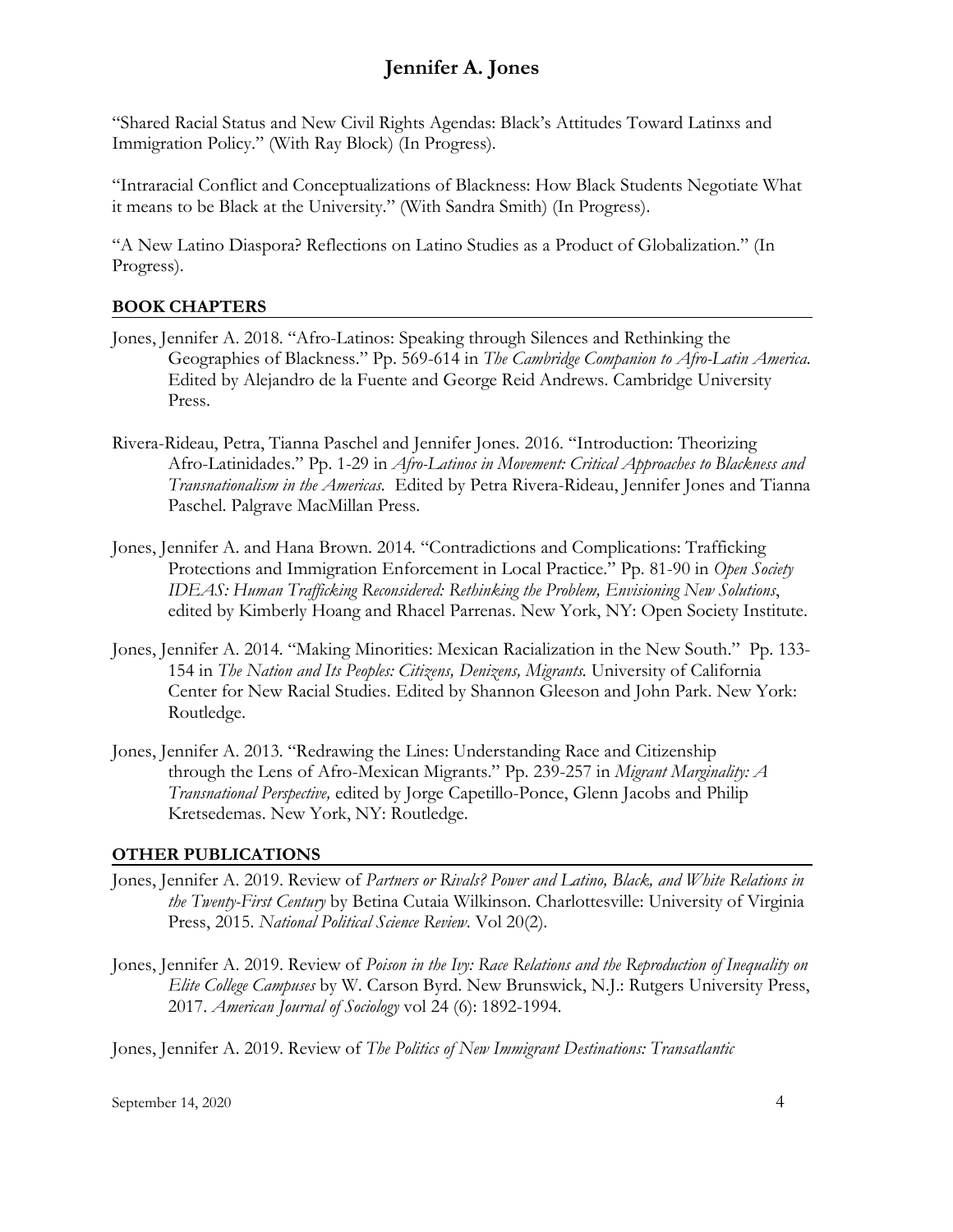"Shared Racial Status and New Civil Rights Agendas: Black's Attitudes Toward Latinxs and Immigration Policy." (With Ray Block) (In Progress).

"Intraracial Conflict and Conceptualizations of Blackness: How Black Students Negotiate What it means to be Black at the University." (With Sandra Smith) (In Progress).

"A New Latino Diaspora? Reflections on Latino Studies as a Product of Globalization." (In Progress).

## BOOK CHAPTERS

Jones, Jennifer A. 2018. "Afro-Latinos: Speaking through Silences and Rethinking the Geographies of Blackness." Pp. 569-614 in *The Cambridge Companion to Afro-Latin America.* Edited by Alejandro de la Fuente and George Reid Andrews. Cambridge University Press.

Rivera-Rideau, Petra, Tianna Paschel and Jennifer Jones. 2016. "Introduction: Theorizing Afro-Latinidades." Pp. 1-29 in *Afro-Latinos in Movement: Critical Approaches to Blackness and Transnationalism in the Americas.* Edited by Petra Rivera-Rideau, Jennifer Jones and Tianna Paschel. Palgrave MacMillan Press.

Jones, Jennifer A. and Hana Brown. 2014. "Contradictions and Complications: Trafficking Protections and Immigration Enforcement in Local Practice." Pp. 81-90 in *Open Society IDEAS: Human Trafficking Reconsidered: Rethinking the Problem, Envisioning New Solutions*, edited by Kimberly Hoang and Rhacel Parrenas. New York, NY: Open Society Institute.

Jones, Jennifer A. 2014. "Making Minorities: Mexican Racialization in the New South." Pp. 133-154 in *The Nation and Its Peoples: Citizens, Denizens, Migrants.* University of California Center for New Racial Studies. Edited by Shannon Gleeson and John Park. New York: Routledge.

Jones, Jennifer A. 2013. "Redrawing the Lines: Understanding Race and Citizenship through the Lens of Afro-Mexican Migrants." Pp. 239-257 in *Migrant Marginality: A Transnational Perspective,* edited by Jorge Capetillo-Ponce, Glenn Jacobs and Philip Kretsedemas. New York, NY: Routledge.

## OTHER PUBLICATIONS

Jones, Jennifer A. 2019. Review of *Partners or Rivals? Power and Latino, Black, and White Relations in the Twenty-First Century* by Betina Cutaia Wilkinson. Charlottesville: University of Virginia Press, 2015. *National Political Science Review*. Vol 20(2).

Jones, Jennifer A. 2019. Review of *Poison in the Ivy: Race Relations and the Reproduction of Inequality on Elite College Campuses* by W. Carson Byrd. New Brunswick, N.J.: Rutgers University Press, 2017. *American Journal of Sociology* vol 24 (6): 1892-1994.

Jones, Jennifer A. 2019. Review of *The Politics of New Immigrant Destinations: Transatlantic*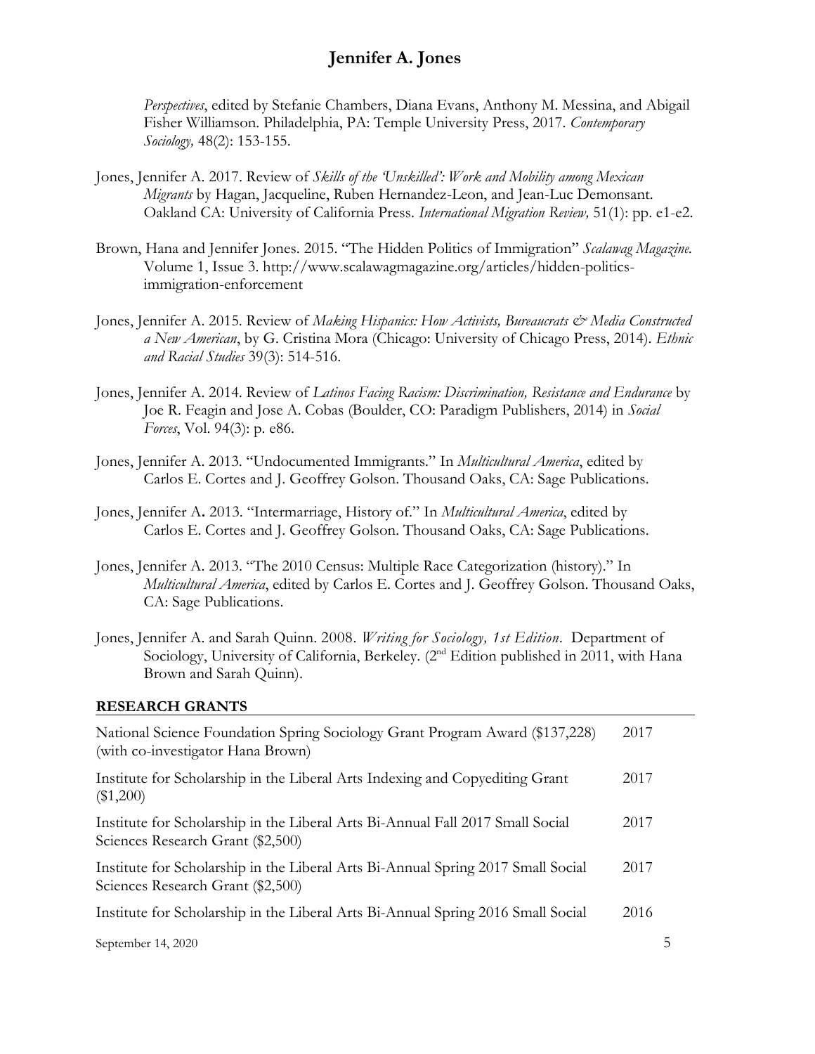*Perspectives*, edited by Stefanie Chambers, Diana Evans, Anthony M. Messina, and Abigail Fisher Williamson. Philadelphia, PA: Temple University Press, 2017. *Contemporary Sociology,* 48(2): 153-155.

Jones, Jennifer A. 2017. Review of *Skills of the 'Unskilled': Work and Mobility among Mexican Migrants* by Hagan, Jacqueline, Ruben Hernandez-Leon, and Jean-Luc Demonsant. Oakland CA: University of California Press. *International Migration Review,* 51(1): pp. e1-e2.

Brown, Hana and Jennifer Jones. 2015. "The Hidden Politics of Immigration" *Scalawag Magazine.* Volume 1, Issue 3. http://www.scalawagmagazine.org/articles/hidden-politics-immigration-enforcement

Jones, Jennifer A. 2015. Review of *Making Hispanics: How Activists, Bureaucrats & Media Constructed a New American*, by G. Cristina Mora (Chicago: University of Chicago Press, 2014). *Ethnic and Racial Studies* 39(3): 514-516.

Jones, Jennifer A. 2014. Review of *Latinos Facing Racism: Discrimination, Resistance and Endurance* by Joe R. Feagin and Jose A. Cobas (Boulder, CO: Paradigm Publishers, 2014) in *Social Forces*, Vol. 94(3): p. e86.

Jones, Jennifer A. 2013. "Undocumented Immigrants." In *Multicultural America*, edited by Carlos E. Cortes and J. Geoffrey Golson. Thousand Oaks, CA: Sage Publications.

Jones, Jennifer A**.** 2013. "Intermarriage, History of." In *Multicultural America*, edited by Carlos E. Cortes and J. Geoffrey Golson. Thousand Oaks, CA: Sage Publications.

Jones, Jennifer A. 2013. "The 2010 Census: Multiple Race Categorization (history)." In *Multicultural America*, edited by Carlos E. Cortes and J. Geoffrey Golson. Thousand Oaks, CA: Sage Publications.

Jones, Jennifer A. and Sarah Quinn. 2008. *Writing for Sociology, 1st Edition*. Department of Sociology, University of California, Berkeley. (2nd Edition published in 2011, with Hana Brown and Sarah Quinn).

## RESEARCH GRANTS

| | |
|---|---|
| National Science Foundation Spring Sociology Grant Program Award ($137,228) (with co-investigator Hana Brown) | 2017 |
| Institute for Scholarship in the Liberal Arts Indexing and Copyediting Grant ($1,200) | 2017 |
| Institute for Scholarship in the Liberal Arts Bi-Annual Fall 2017 Small Social Sciences Research Grant ($2,500) | 2017 |
| Institute for Scholarship in the Liberal Arts Bi-Annual Spring 2017 Small Social Sciences Research Grant ($2,500) | 2017 |
| Institute for Scholarship in the Liberal Arts Bi-Annual Spring 2016 Small Social | 2016 |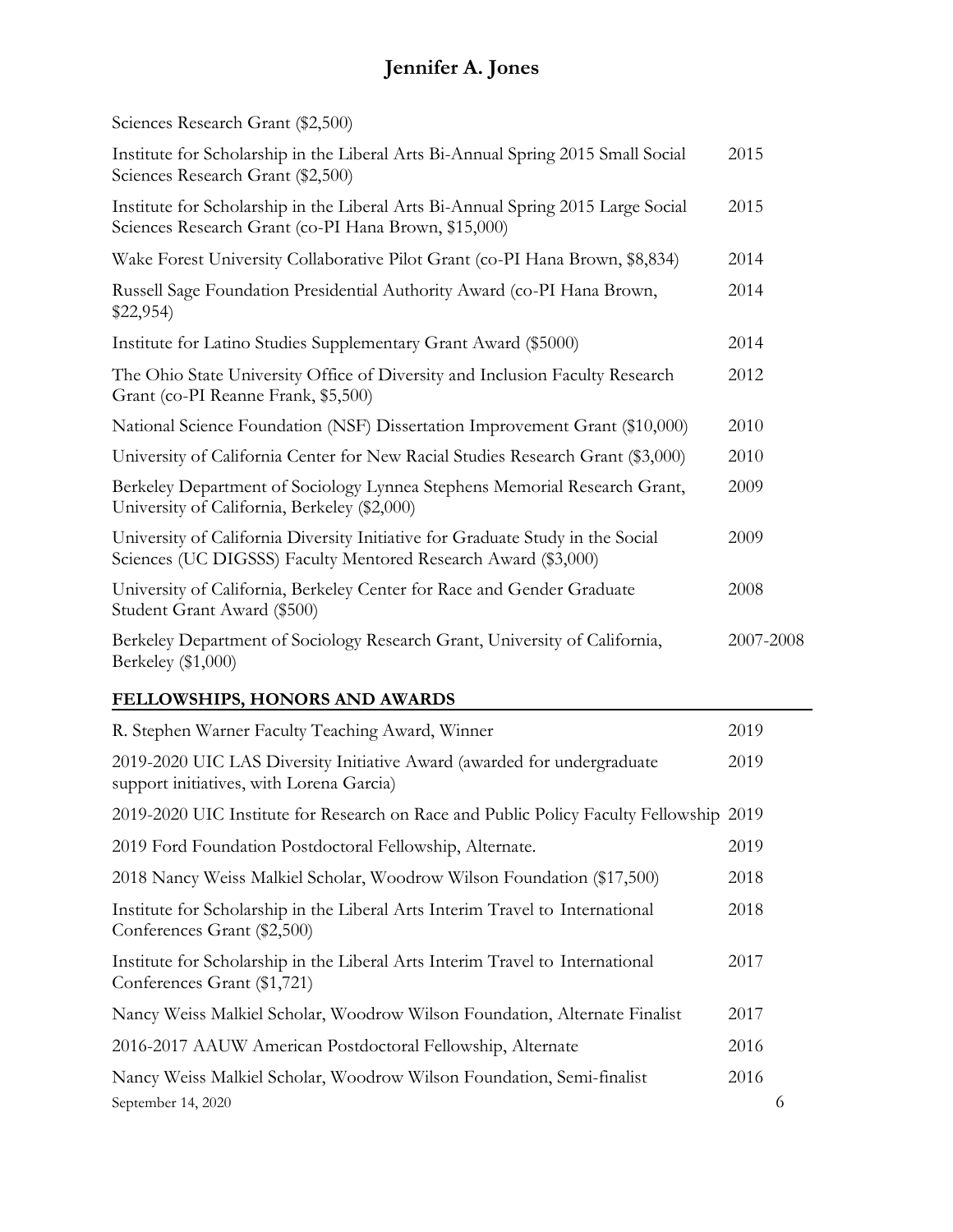Sciences Research Grant ($2,500)

| | |
|---|---|
| Institute for Scholarship in the Liberal Arts Bi-Annual Spring 2015 Small Social Sciences Research Grant ($2,500) | 2015 |
| Institute for Scholarship in the Liberal Arts Bi-Annual Spring 2015 Large Social Sciences Research Grant (co-PI Hana Brown, $15,000) | 2015 |
| Wake Forest University Collaborative Pilot Grant (co-PI Hana Brown, $8,834) | 2014 |
| Russell Sage Foundation Presidential Authority Award (co-PI Hana Brown, $22,954) | 2014 |
| Institute for Latino Studies Supplementary Grant Award ($5000) | 2014 |
| The Ohio State University Office of Diversity and Inclusion Faculty Research Grant (co-PI Reanne Frank, $5,500) | 2012 |
| National Science Foundation (NSF) Dissertation Improvement Grant ($10,000) | 2010 |
| University of California Center for New Racial Studies Research Grant ($3,000) | 2010 |
| Berkeley Department of Sociology Lynnea Stephens Memorial Research Grant, University of California, Berkeley ($2,000) | 2009 |
| University of California Diversity Initiative for Graduate Study in the Social Sciences (UC DIGSSS) Faculty Mentored Research Award ($3,000) | 2009 |
| University of California, Berkeley Center for Race and Gender Graduate Student Grant Award ($500) | 2008 |
| Berkeley Department of Sociology Research Grant, University of California, Berkeley ($1,000) | 2007-2008 |

## FELLOWSHIPS, HONORS AND AWARDS

| | |
|---|---|
| R. Stephen Warner Faculty Teaching Award, Winner | 2019 |
| 2019-2020 UIC LAS Diversity Initiative Award (awarded for undergraduate support initiatives, with Lorena Garcia) | 2019 |
| 2019-2020 UIC Institute for Research on Race and Public Policy Faculty Fellowship | 2019 |
| 2019 Ford Foundation Postdoctoral Fellowship, Alternate. | 2019 |
| 2018 Nancy Weiss Malkiel Scholar, Woodrow Wilson Foundation ($17,500) | 2018 |
| Institute for Scholarship in the Liberal Arts Interim Travel to International Conferences Grant ($2,500) | 2018 |
| Institute for Scholarship in the Liberal Arts Interim Travel to International Conferences Grant ($1,721) | 2017 |
| Nancy Weiss Malkiel Scholar, Woodrow Wilson Foundation, Alternate Finalist | 2017 |
| 2016-2017 AAUW American Postdoctoral Fellowship, Alternate | 2016 |
| Nancy Weiss Malkiel Scholar, Woodrow Wilson Foundation, Semi-finalist | 2016 |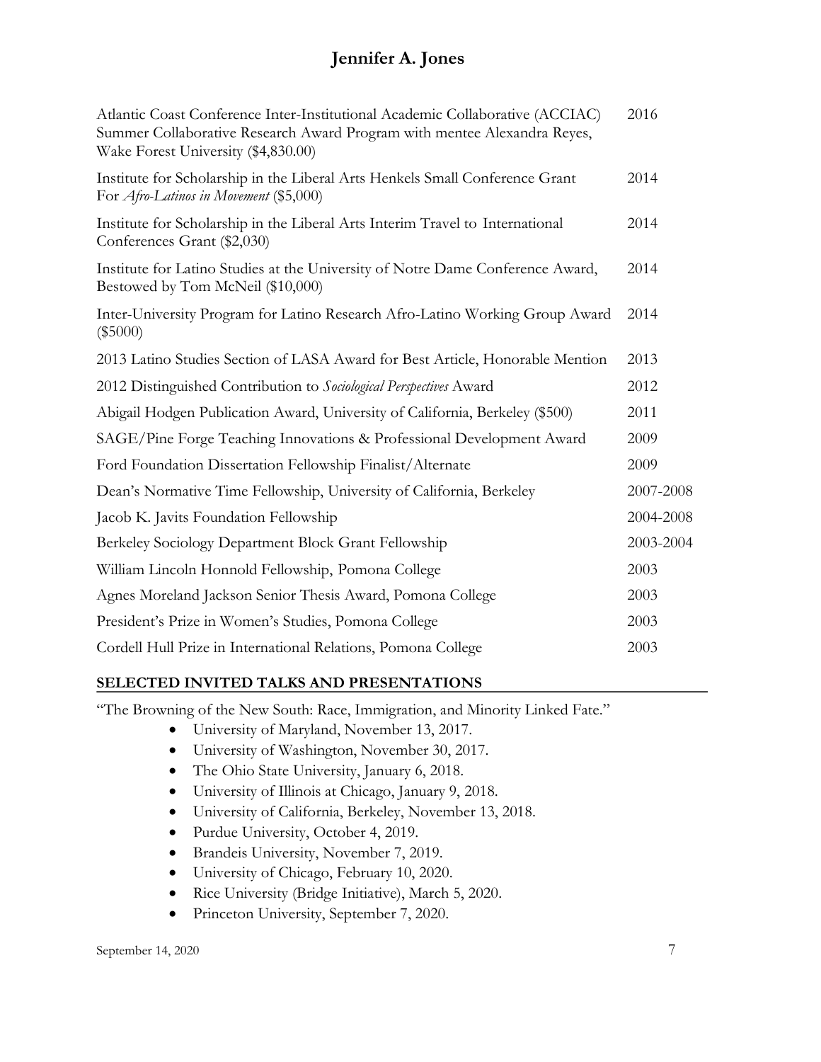| | |
|---|---|
| Atlantic Coast Conference Inter-Institutional Academic Collaborative (ACCIAC) Summer Collaborative Research Award Program with mentee Alexandra Reyes, Wake Forest University ($4,830.00) | 2016 |
| Institute for Scholarship in the Liberal Arts Henkels Small Conference Grant For *Afro-Latinos in Movement* ($5,000) | 2014 |
| Institute for Scholarship in the Liberal Arts Interim Travel to International Conferences Grant ($2,030) | 2014 |
| Institute for Latino Studies at the University of Notre Dame Conference Award, Bestowed by Tom McNeil ($10,000) | 2014 |
| Inter-University Program for Latino Research Afro-Latino Working Group Award ($5000) | 2014 |
| 2013 Latino Studies Section of LASA Award for Best Article, Honorable Mention | 2013 |
| 2012 Distinguished Contribution to *Sociological Perspectives* Award | 2012 |
| Abigail Hodgen Publication Award, University of California, Berkeley ($500) | 2011 |
| SAGE/Pine Forge Teaching Innovations & Professional Development Award | 2009 |
| Ford Foundation Dissertation Fellowship Finalist/Alternate | 2009 |
| Dean's Normative Time Fellowship, University of California, Berkeley | 2007-2008 |
| Jacob K. Javits Foundation Fellowship | 2004-2008 |
| Berkeley Sociology Department Block Grant Fellowship | 2003-2004 |
| William Lincoln Honnold Fellowship, Pomona College | 2003 |
| Agnes Moreland Jackson Senior Thesis Award, Pomona College | 2003 |
| President's Prize in Women's Studies, Pomona College | 2003 |
| Cordell Hull Prize in International Relations, Pomona College | 2003 |

## SELECTED INVITED TALKS AND PRESENTATIONS

"The Browning of the New South: Race, Immigration, and Minority Linked Fate."

- University of Maryland, November 13, 2017.
- University of Washington, November 30, 2017.
- The Ohio State University, January 6, 2018.
- University of Illinois at Chicago, January 9, 2018.
- University of California, Berkeley, November 13, 2018.
- Purdue University, October 4, 2019.
- Brandeis University, November 7, 2019.
- University of Chicago, February 10, 2020.
- Rice University (Bridge Initiative), March 5, 2020.
- Princeton University, September 7, 2020.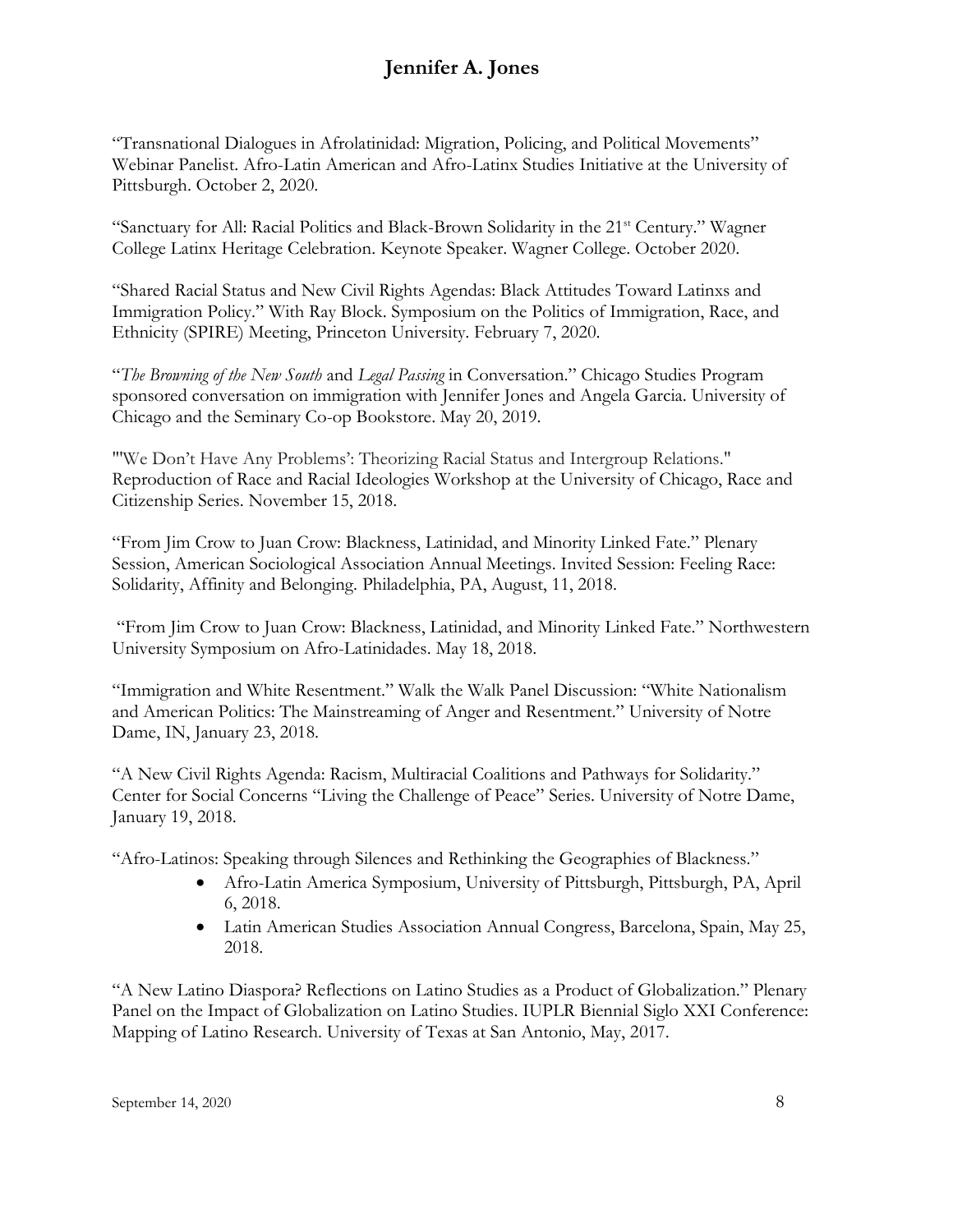"Transnational Dialogues in Afrolatinidad: Migration, Policing, and Political Movements" Webinar Panelist. Afro-Latin American and Afro-Latinx Studies Initiative at the University of Pittsburgh. October 2, 2020.

"Sanctuary for All: Racial Politics and Black-Brown Solidarity in the 21st Century." Wagner College Latinx Heritage Celebration. Keynote Speaker. Wagner College. October 2020.

"Shared Racial Status and New Civil Rights Agendas: Black Attitudes Toward Latinxs and Immigration Policy." With Ray Block. Symposium on the Politics of Immigration, Race, and Ethnicity (SPIRE) Meeting, Princeton University. February 7, 2020.

"*The Browning of the New South* and *Legal Passing* in Conversation." Chicago Studies Program sponsored conversation on immigration with Jennifer Jones and Angela Garcia. University of Chicago and the Seminary Co-op Bookstore. May 20, 2019.

"'We Don't Have Any Problems': Theorizing Racial Status and Intergroup Relations." Reproduction of Race and Racial Ideologies Workshop at the University of Chicago, Race and Citizenship Series. November 15, 2018.

"From Jim Crow to Juan Crow: Blackness, Latinidad, and Minority Linked Fate." Plenary Session, American Sociological Association Annual Meetings. Invited Session: Feeling Race: Solidarity, Affinity and Belonging. Philadelphia, PA, August, 11, 2018.

"From Jim Crow to Juan Crow: Blackness, Latinidad, and Minority Linked Fate." Northwestern University Symposium on Afro-Latinidades. May 18, 2018.

"Immigration and White Resentment." Walk the Walk Panel Discussion: "White Nationalism and American Politics: The Mainstreaming of Anger and Resentment." University of Notre Dame, IN, January 23, 2018.

"A New Civil Rights Agenda: Racism, Multiracial Coalitions and Pathways for Solidarity." Center for Social Concerns "Living the Challenge of Peace" Series. University of Notre Dame, January 19, 2018.

"Afro-Latinos: Speaking through Silences and Rethinking the Geographies of Blackness."

- Afro-Latin America Symposium, University of Pittsburgh, Pittsburgh, PA, April 6, 2018.
- Latin American Studies Association Annual Congress, Barcelona, Spain, May 25, 2018.

"A New Latino Diaspora? Reflections on Latino Studies as a Product of Globalization." Plenary Panel on the Impact of Globalization on Latino Studies. IUPLR Biennial Siglo XXI Conference: Mapping of Latino Research. University of Texas at San Antonio, May, 2017.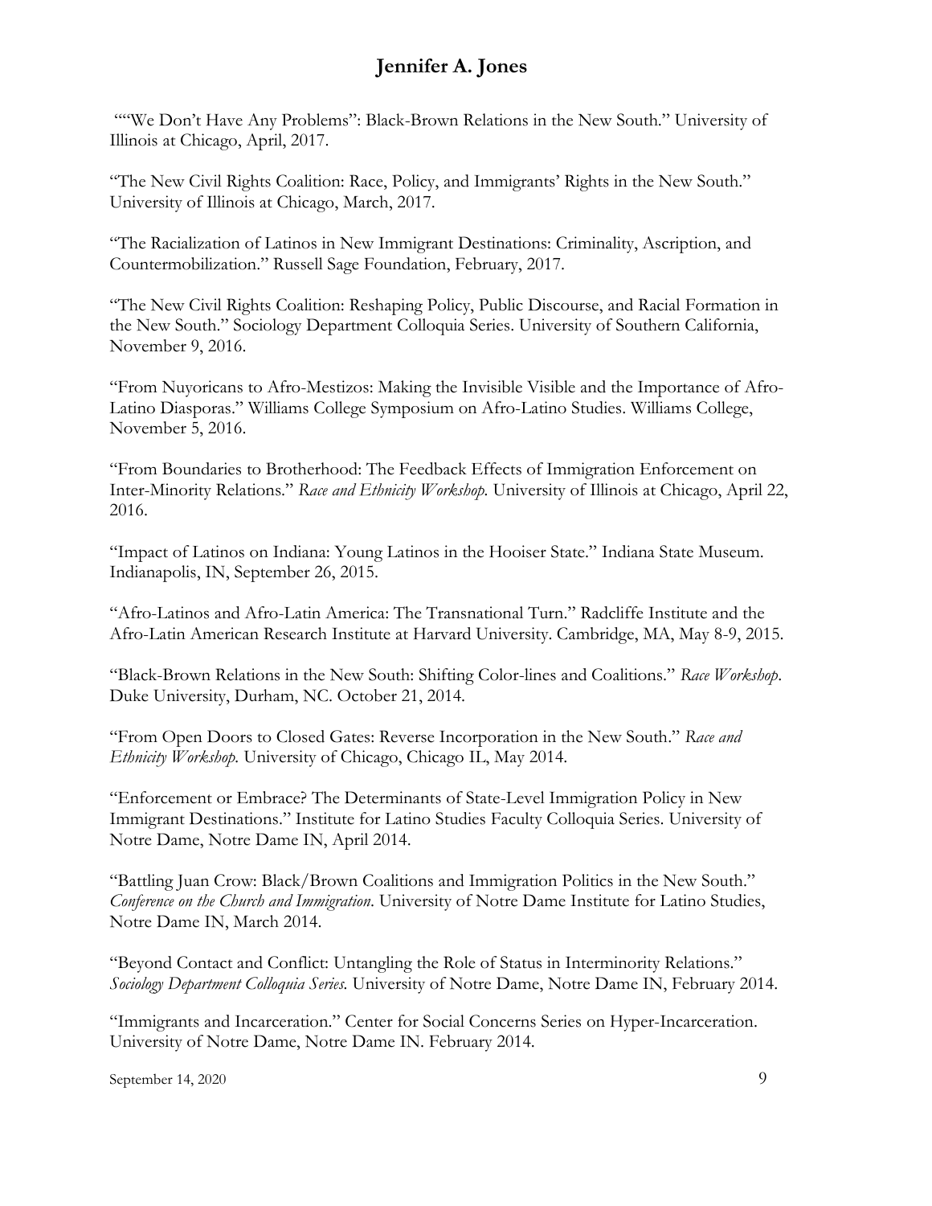""We Don't Have Any Problems": Black-Brown Relations in the New South." University of Illinois at Chicago, April, 2017.

"The New Civil Rights Coalition: Race, Policy, and Immigrants' Rights in the New South." University of Illinois at Chicago, March, 2017.

"The Racialization of Latinos in New Immigrant Destinations: Criminality, Ascription, and Countermobilization." Russell Sage Foundation, February, 2017.

"The New Civil Rights Coalition: Reshaping Policy, Public Discourse, and Racial Formation in the New South." Sociology Department Colloquia Series. University of Southern California, November 9, 2016.

"From Nuyoricans to Afro-Mestizos: Making the Invisible Visible and the Importance of Afro-Latino Diasporas." Williams College Symposium on Afro-Latino Studies. Williams College, November 5, 2016.

"From Boundaries to Brotherhood: The Feedback Effects of Immigration Enforcement on Inter-Minority Relations." *Race and Ethnicity Workshop.* University of Illinois at Chicago, April 22, 2016.

"Impact of Latinos on Indiana: Young Latinos in the Hooiser State." Indiana State Museum. Indianapolis, IN, September 26, 2015.

"Afro-Latinos and Afro-Latin America: The Transnational Turn." Radcliffe Institute and the Afro-Latin American Research Institute at Harvard University. Cambridge, MA, May 8-9, 2015.

"Black-Brown Relations in the New South: Shifting Color-lines and Coalitions." *Race Workshop*. Duke University, Durham, NC. October 21, 2014.

"From Open Doors to Closed Gates: Reverse Incorporation in the New South." *Race and Ethnicity Workshop.* University of Chicago, Chicago IL, May 2014.

"Enforcement or Embrace? The Determinants of State-Level Immigration Policy in New Immigrant Destinations." Institute for Latino Studies Faculty Colloquia Series. University of Notre Dame, Notre Dame IN, April 2014.

"Battling Juan Crow: Black/Brown Coalitions and Immigration Politics in the New South." *Conference on the Church and Immigration*. University of Notre Dame Institute for Latino Studies, Notre Dame IN, March 2014.

"Beyond Contact and Conflict: Untangling the Role of Status in Interminority Relations." *Sociology Department Colloquia Series*. University of Notre Dame, Notre Dame IN, February 2014.

"Immigrants and Incarceration." Center for Social Concerns Series on Hyper-Incarceration. University of Notre Dame, Notre Dame IN. February 2014.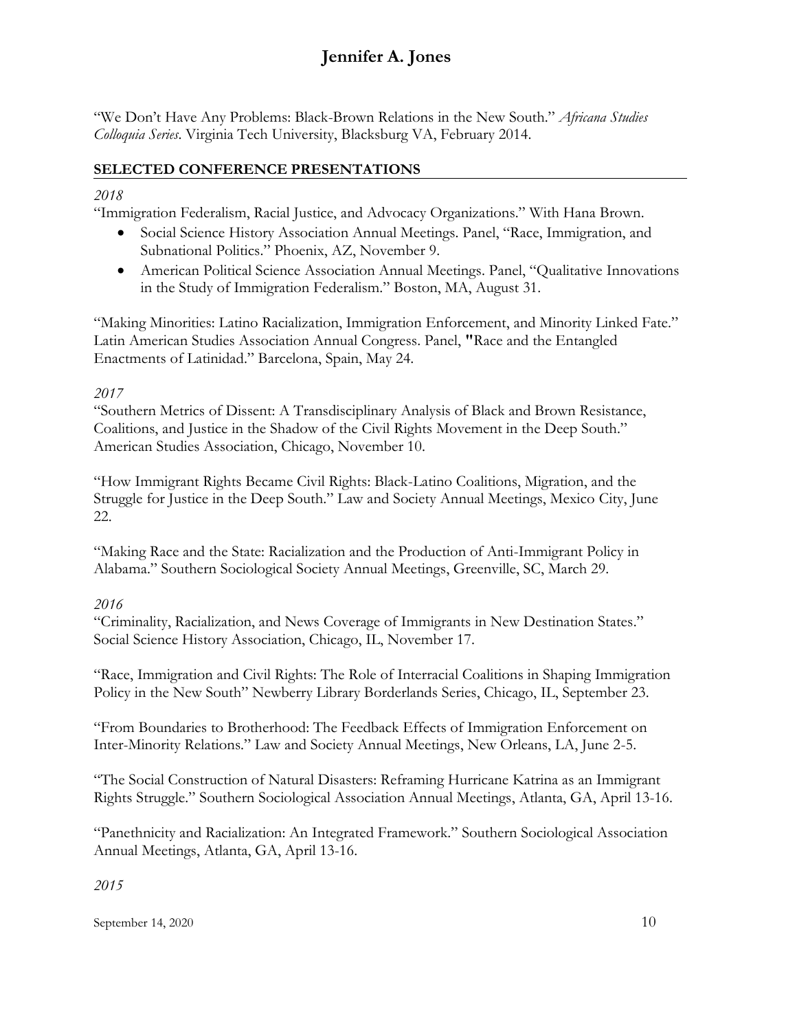"We Don't Have Any Problems: Black-Brown Relations in the New South." *Africana Studies Colloquia Series*. Virginia Tech University, Blacksburg VA, February 2014.

## SELECTED CONFERENCE PRESENTATIONS

*2018*

"Immigration Federalism, Racial Justice, and Advocacy Organizations." With Hana Brown.

- Social Science History Association Annual Meetings. Panel, "Race, Immigration, and Subnational Politics." Phoenix, AZ, November 9.
- American Political Science Association Annual Meetings. Panel, "Qualitative Innovations in the Study of Immigration Federalism." Boston, MA, August 31.

"Making Minorities: Latino Racialization, Immigration Enforcement, and Minority Linked Fate." Latin American Studies Association Annual Congress. Panel, "Race and the Entangled Enactments of Latinidad." Barcelona, Spain, May 24.

*2017*

"Southern Metrics of Dissent: A Transdisciplinary Analysis of Black and Brown Resistance, Coalitions, and Justice in the Shadow of the Civil Rights Movement in the Deep South." American Studies Association, Chicago, November 10.

"How Immigrant Rights Became Civil Rights: Black-Latino Coalitions, Migration, and the Struggle for Justice in the Deep South." Law and Society Annual Meetings, Mexico City, June 22.

"Making Race and the State: Racialization and the Production of Anti-Immigrant Policy in Alabama." Southern Sociological Society Annual Meetings, Greenville, SC, March 29.

*2016*

"Criminality, Racialization, and News Coverage of Immigrants in New Destination States." Social Science History Association, Chicago, IL, November 17.

"Race, Immigration and Civil Rights: The Role of Interracial Coalitions in Shaping Immigration Policy in the New South" Newberry Library Borderlands Series, Chicago, IL, September 23.

"From Boundaries to Brotherhood: The Feedback Effects of Immigration Enforcement on Inter-Minority Relations." Law and Society Annual Meetings, New Orleans, LA, June 2-5.

"The Social Construction of Natural Disasters: Reframing Hurricane Katrina as an Immigrant Rights Struggle." Southern Sociological Association Annual Meetings, Atlanta, GA, April 13-16.

"Panethnicity and Racialization: An Integrated Framework." Southern Sociological Association Annual Meetings, Atlanta, GA, April 13-16.

*2015*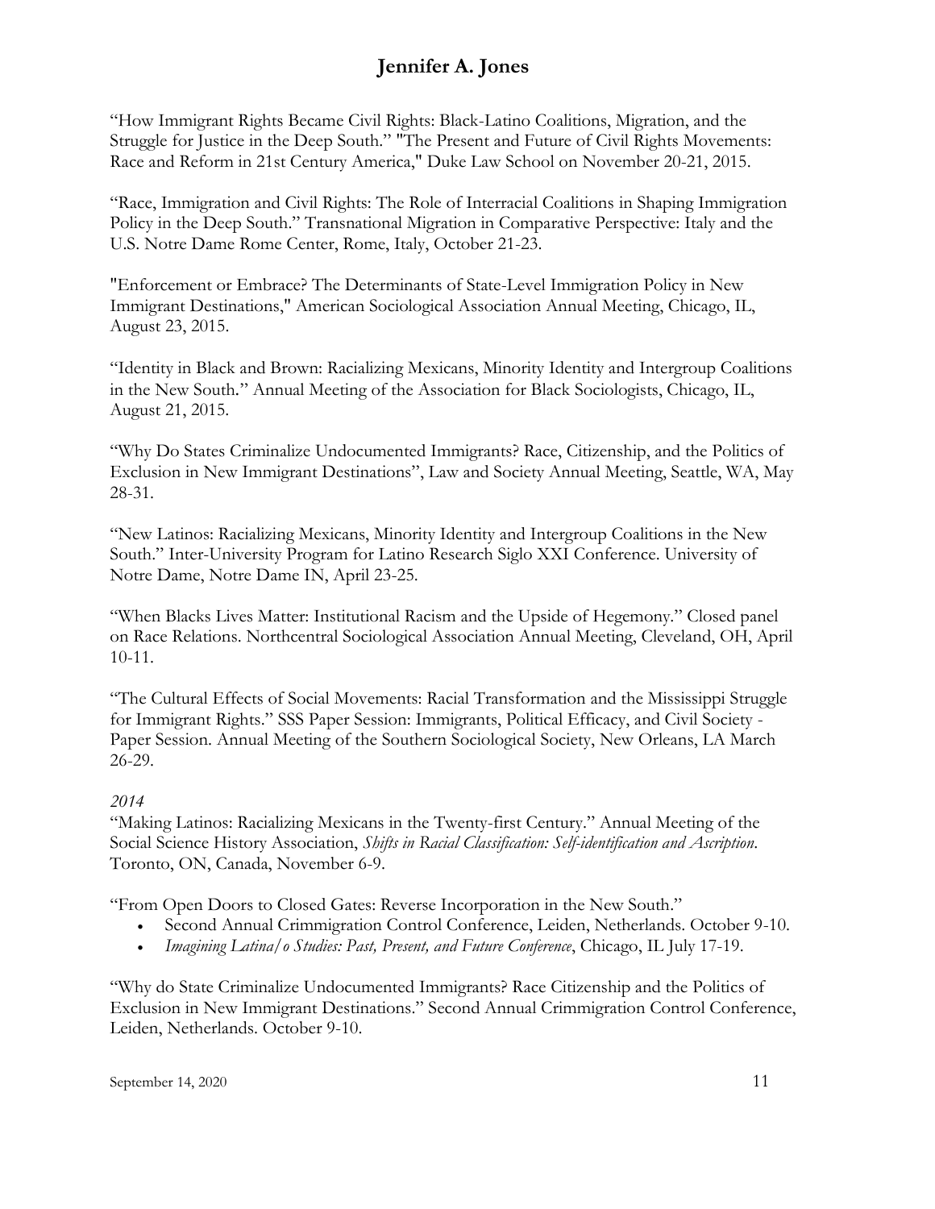"How Immigrant Rights Became Civil Rights: Black-Latino Coalitions, Migration, and the Struggle for Justice in the Deep South." "The Present and Future of Civil Rights Movements: Race and Reform in 21st Century America," Duke Law School on November 20-21, 2015.

"Race, Immigration and Civil Rights: The Role of Interracial Coalitions in Shaping Immigration Policy in the Deep South." Transnational Migration in Comparative Perspective: Italy and the U.S. Notre Dame Rome Center, Rome, Italy, October 21-23.

"Enforcement or Embrace? The Determinants of State-Level Immigration Policy in New Immigrant Destinations," American Sociological Association Annual Meeting, Chicago, IL, August 23, 2015.

"Identity in Black and Brown: Racializing Mexicans, Minority Identity and Intergroup Coalitions in the New South." Annual Meeting of the Association for Black Sociologists, Chicago, IL, August 21, 2015.

"Why Do States Criminalize Undocumented Immigrants? Race, Citizenship, and the Politics of Exclusion in New Immigrant Destinations", Law and Society Annual Meeting, Seattle, WA, May 28-31.

"New Latinos: Racializing Mexicans, Minority Identity and Intergroup Coalitions in the New South." Inter-University Program for Latino Research Siglo XXI Conference. University of Notre Dame, Notre Dame IN, April 23-25.

"When Blacks Lives Matter: Institutional Racism and the Upside of Hegemony." Closed panel on Race Relations. Northcentral Sociological Association Annual Meeting, Cleveland, OH, April 10-11.

"The Cultural Effects of Social Movements: Racial Transformation and the Mississippi Struggle for Immigrant Rights." SSS Paper Session: Immigrants, Political Efficacy, and Civil Society - Paper Session. Annual Meeting of the Southern Sociological Society, New Orleans, LA March 26-29.

*2014*

"Making Latinos: Racializing Mexicans in the Twenty-first Century." Annual Meeting of the Social Science History Association, *Shifts in Racial Classification: Self-identification and Ascription*. Toronto, ON, Canada, November 6-9.

"From Open Doors to Closed Gates: Reverse Incorporation in the New South."

- Second Annual Crimmigration Control Conference, Leiden, Netherlands. October 9-10.
- *Imagining Latina/o Studies: Past, Present, and Future Conference*, Chicago, IL July 17-19.

"Why do State Criminalize Undocumented Immigrants? Race Citizenship and the Politics of Exclusion in New Immigrant Destinations." Second Annual Crimmigration Control Conference, Leiden, Netherlands. October 9-10.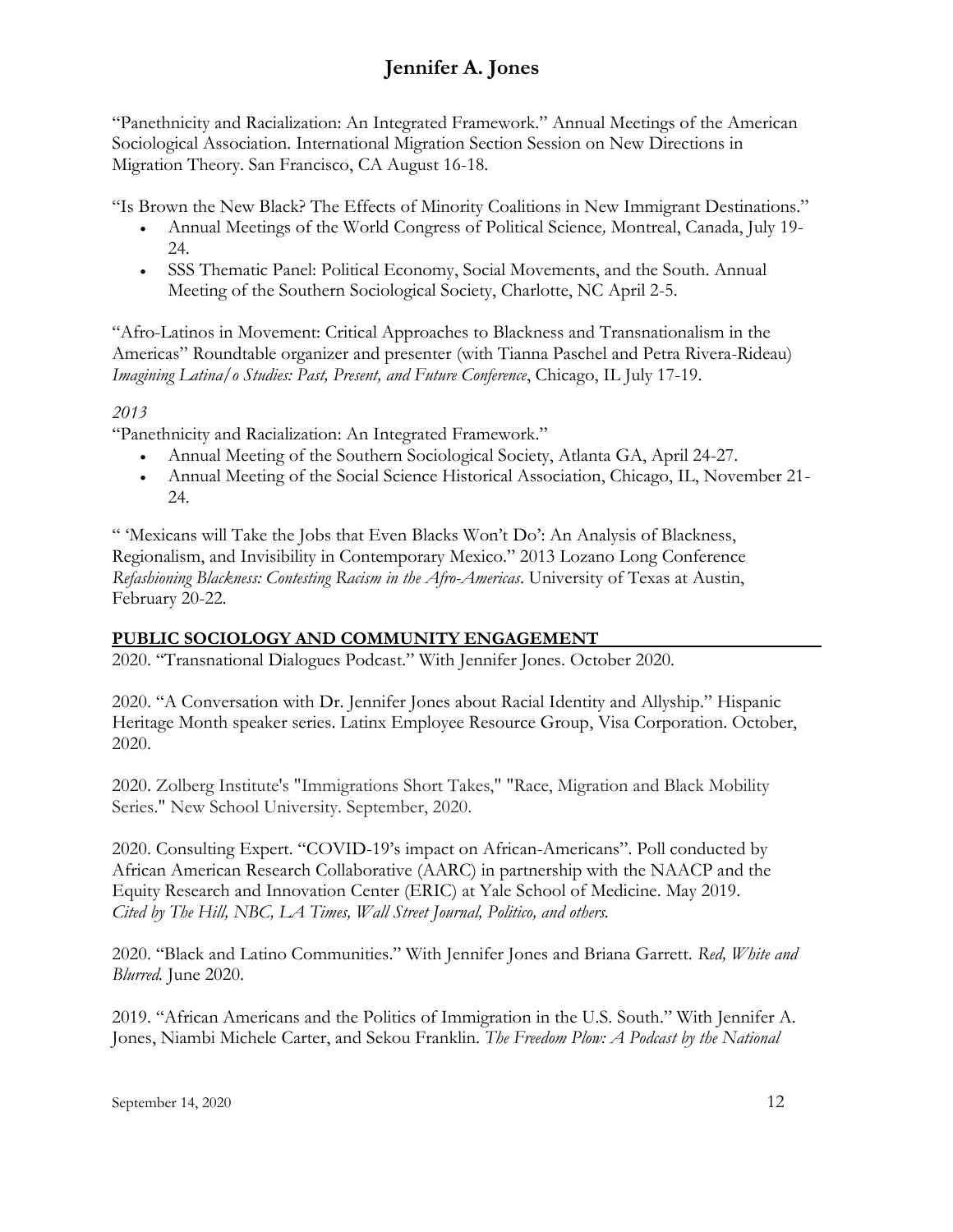"Panethnicity and Racialization: An Integrated Framework." Annual Meetings of the American Sociological Association. International Migration Section Session on New Directions in Migration Theory. San Francisco, CA August 16-18.

"Is Brown the New Black? The Effects of Minority Coalitions in New Immigrant Destinations."

- Annual Meetings of the World Congress of Political Science*,* Montreal, Canada, July 19-24.
- SSS Thematic Panel: Political Economy, Social Movements, and the South. Annual Meeting of the Southern Sociological Society, Charlotte, NC April 2-5.

"Afro-Latinos in Movement: Critical Approaches to Blackness and Transnationalism in the Americas" Roundtable organizer and presenter (with Tianna Paschel and Petra Rivera-Rideau) *Imagining Latina/o Studies: Past, Present, and Future Conference*, Chicago, IL July 17-19.

*2013*

"Panethnicity and Racialization: An Integrated Framework."

- Annual Meeting of the Southern Sociological Society, Atlanta GA, April 24-27.
- Annual Meeting of the Social Science Historical Association, Chicago, IL, November 21-24.

" 'Mexicans will Take the Jobs that Even Blacks Won't Do': An Analysis of Blackness, Regionalism, and Invisibility in Contemporary Mexico." 2013 Lozano Long Conference *Refashioning Blackness: Contesting Racism in the Afro-Americas*. University of Texas at Austin, February 20-22.

## PUBLIC SOCIOLOGY AND COMMUNITY ENGAGEMENT

2020. "Transnational Dialogues Podcast." With Jennifer Jones. October 2020.

2020. "A Conversation with Dr. Jennifer Jones about Racial Identity and Allyship." Hispanic Heritage Month speaker series. Latinx Employee Resource Group, Visa Corporation. October, 2020.

2020. Zolberg Institute's "Immigrations Short Takes," "Race, Migration and Black Mobility Series." New School University. September, 2020.

2020. Consulting Expert. "COVID-19's impact on African-Americans". Poll conducted by African American Research Collaborative (AARC) in partnership with the NAACP and the Equity Research and Innovation Center (ERIC) at Yale School of Medicine. May 2019. *Cited by The Hill, NBC, LA Times, Wall Street Journal, Politico, and others.*

2020. "Black and Latino Communities." With Jennifer Jones and Briana Garrett. *Red, White and Blurred.* June 2020.

2019. "African Americans and the Politics of Immigration in the U.S. South." With Jennifer A. Jones, Niambi Michele Carter, and Sekou Franklin. *The Freedom Plow: A Podcast by the National*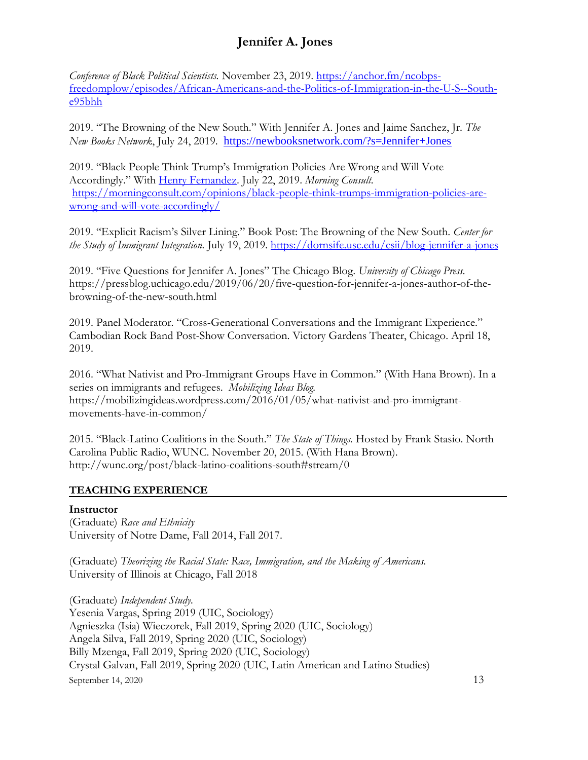*Conference of Black Political Scientists.* November 23, 2019. https://anchor.fm/ncobps-freedomplow/episodes/African-Americans-and-the-Politics-of-Immigration-in-the-U-S--South-e95bhh

2019. "The Browning of the New South." With Jennifer A. Jones and Jaime Sanchez, Jr. *The New Books Network*, July 24, 2019. https://newbooksnetwork.com/?s=Jennifer+Jones

2019. "Black People Think Trump's Immigration Policies Are Wrong and Will Vote Accordingly." With Henry Fernandez. July 22, 2019. *Morning Consult.* https://morningconsult.com/opinions/black-people-think-trumps-immigration-policies-are-wrong-and-will-vote-accordingly/

2019. "Explicit Racism's Silver Lining." Book Post: The Browning of the New South. *Center for the Study of Immigrant Integration.* July 19, 2019. https://dornsife.usc.edu/csii/blog-jennifer-a-jones

2019. "Five Questions for Jennifer A. Jones" The Chicago Blog. *University of Chicago Press.* https://pressblog.uchicago.edu/2019/06/20/five-question-for-jennifer-a-jones-author-of-the-browning-of-the-new-south.html

2019. Panel Moderator. "Cross-Generational Conversations and the Immigrant Experience." Cambodian Rock Band Post-Show Conversation. Victory Gardens Theater, Chicago. April 18, 2019.

2016. "What Nativist and Pro-Immigrant Groups Have in Common." (With Hana Brown). In a series on immigrants and refugees. *Mobilizing Ideas Blog.* https://mobilizingideas.wordpress.com/2016/01/05/what-nativist-and-pro-immigrant-movements-have-in-common/

2015. "Black-Latino Coalitions in the South." *The State of Things.* Hosted by Frank Stasio. North Carolina Public Radio, WUNC. November 20, 2015. (With Hana Brown). http://wunc.org/post/black-latino-coalitions-south#stream/0

## TEACHING EXPERIENCE

**Instructor**

(Graduate) *Race and Ethnicity*
University of Notre Dame, Fall 2014, Fall 2017.

(Graduate) *Theorizing the Racial State: Race, Immigration, and the Making of Americans.*
University of Illinois at Chicago, Fall 2018

(Graduate) *Independent Study.*
Yesenia Vargas, Spring 2019 (UIC, Sociology)
Agnieszka (Isia) Wieczorek, Fall 2019, Spring 2020 (UIC, Sociology)
Angela Silva, Fall 2019, Spring 2020 (UIC, Sociology)
Billy Mzenga, Fall 2019, Spring 2020 (UIC, Sociology)
Crystal Galvan, Fall 2019, Spring 2020 (UIC, Latin American and Latino Studies)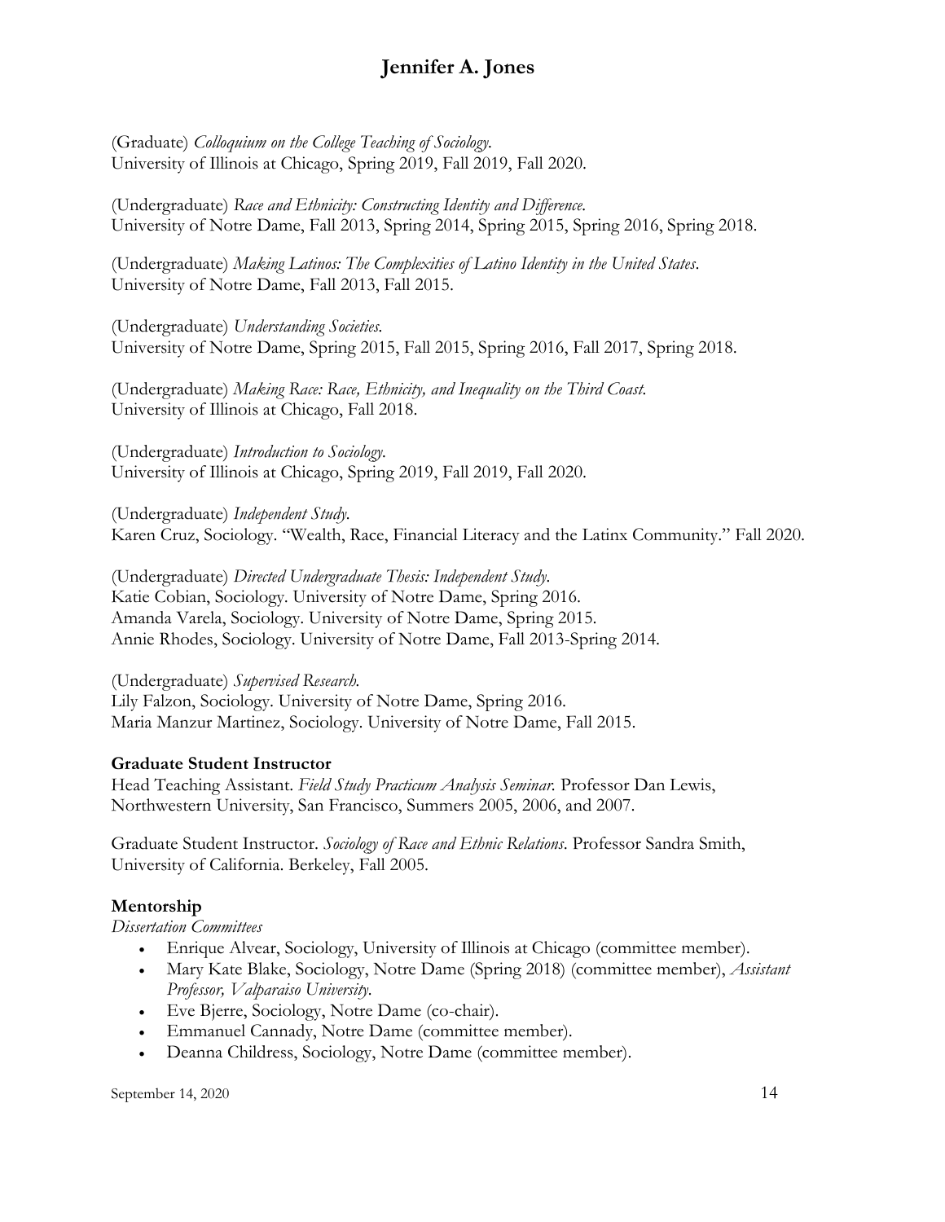(Graduate) *Colloquium on the College Teaching of Sociology.*
University of Illinois at Chicago, Spring 2019, Fall 2019, Fall 2020.

(Undergraduate) *Race and Ethnicity: Constructing Identity and Difference.*
University of Notre Dame, Fall 2013, Spring 2014, Spring 2015, Spring 2016, Spring 2018.

(Undergraduate) *Making Latinos: The Complexities of Latino Identity in the United States.*
University of Notre Dame, Fall 2013, Fall 2015.

(Undergraduate) *Understanding Societies.*
University of Notre Dame, Spring 2015, Fall 2015, Spring 2016, Fall 2017, Spring 2018.

(Undergraduate) *Making Race: Race, Ethnicity, and Inequality on the Third Coast.*
University of Illinois at Chicago, Fall 2018.

(Undergraduate) *Introduction to Sociology.*
University of Illinois at Chicago, Spring 2019, Fall 2019, Fall 2020.

(Undergraduate) *Independent Study.*
Karen Cruz, Sociology. "Wealth, Race, Financial Literacy and the Latinx Community." Fall 2020.

(Undergraduate) *Directed Undergraduate Thesis: Independent Study.*
Katie Cobian, Sociology. University of Notre Dame, Spring 2016.
Amanda Varela, Sociology. University of Notre Dame, Spring 2015.
Annie Rhodes, Sociology. University of Notre Dame, Fall 2013-Spring 2014.

(Undergraduate) *Supervised Research.*
Lily Falzon, Sociology. University of Notre Dame, Spring 2016.
Maria Manzur Martinez, Sociology. University of Notre Dame, Fall 2015.

**Graduate Student Instructor**

Head Teaching Assistant. *Field Study Practicum Analysis Seminar.* Professor Dan Lewis, Northwestern University, San Francisco, Summers 2005, 2006, and 2007.

Graduate Student Instructor. *Sociology of Race and Ethnic Relations*. Professor Sandra Smith, University of California. Berkeley, Fall 2005.

**Mentorship**

*Dissertation Committees*

- Enrique Alvear, Sociology, University of Illinois at Chicago (committee member).
- Mary Kate Blake, Sociology, Notre Dame (Spring 2018) (committee member), *Assistant Professor, Valparaiso University.*
- Eve Bjerre, Sociology, Notre Dame (co-chair).
- Emmanuel Cannady, Notre Dame (committee member).
- Deanna Childress, Sociology, Notre Dame (committee member).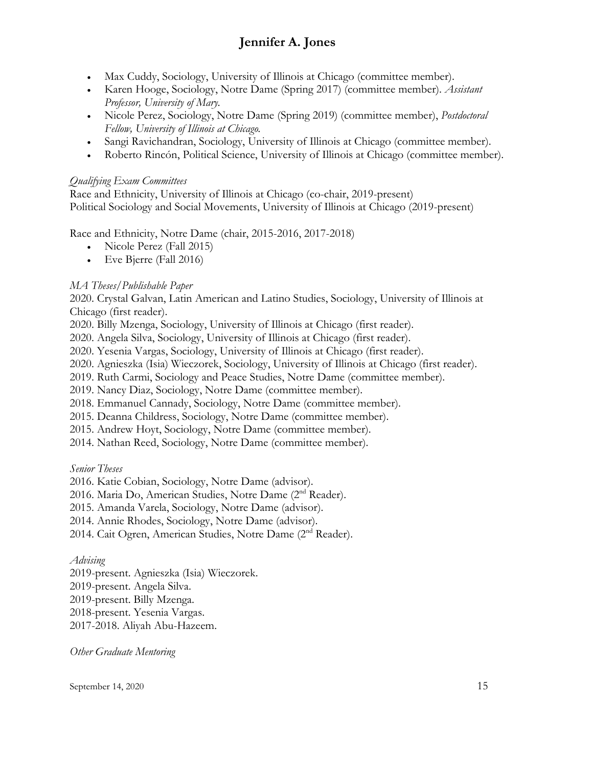- Max Cuddy, Sociology, University of Illinois at Chicago (committee member).
- Karen Hooge, Sociology, Notre Dame (Spring 2017) (committee member). *Assistant Professor, University of Mary.*
- Nicole Perez, Sociology, Notre Dame (Spring 2019) (committee member), *Postdoctoral Fellow, University of Illinois at Chicago.*
- Sangi Ravichandran, Sociology, University of Illinois at Chicago (committee member).
- Roberto Rincón, Political Science, University of Illinois at Chicago (committee member).

*Qualifying Exam Committees*

Race and Ethnicity, University of Illinois at Chicago (co-chair, 2019-present)
Political Sociology and Social Movements, University of Illinois at Chicago (2019-present)

Race and Ethnicity, Notre Dame (chair, 2015-2016, 2017-2018)

- Nicole Perez (Fall 2015)
- Eve Bjerre (Fall 2016)

*MA Theses/Publishable Paper*

2020. Crystal Galvan, Latin American and Latino Studies, Sociology, University of Illinois at Chicago (first reader).
2020. Billy Mzenga, Sociology, University of Illinois at Chicago (first reader).
2020. Angela Silva, Sociology, University of Illinois at Chicago (first reader).
2020. Yesenia Vargas, Sociology, University of Illinois at Chicago (first reader).
2020. Agnieszka (Isia) Wieczorek, Sociology, University of Illinois at Chicago (first reader).
2019. Ruth Carmi, Sociology and Peace Studies, Notre Dame (committee member).
2019. Nancy Diaz, Sociology, Notre Dame (committee member).
2018. Emmanuel Cannady, Sociology, Notre Dame (committee member).
2015. Deanna Childress, Sociology, Notre Dame (committee member).
2015. Andrew Hoyt, Sociology, Notre Dame (committee member).
2014. Nathan Reed, Sociology, Notre Dame (committee member).

*Senior Theses*

2016. Katie Cobian, Sociology, Notre Dame (advisor).
2016. Maria Do, American Studies, Notre Dame (2nd Reader).
2015. Amanda Varela, Sociology, Notre Dame (advisor).
2014. Annie Rhodes, Sociology, Notre Dame (advisor).
2014. Cait Ogren, American Studies, Notre Dame (2nd Reader).

*Advising*

2019-present. Agnieszka (Isia) Wieczorek.
2019-present. Angela Silva.
2019-present. Billy Mzenga.
2018-present. Yesenia Vargas.
2017-2018. Aliyah Abu-Hazeem.

*Other Graduate Mentoring*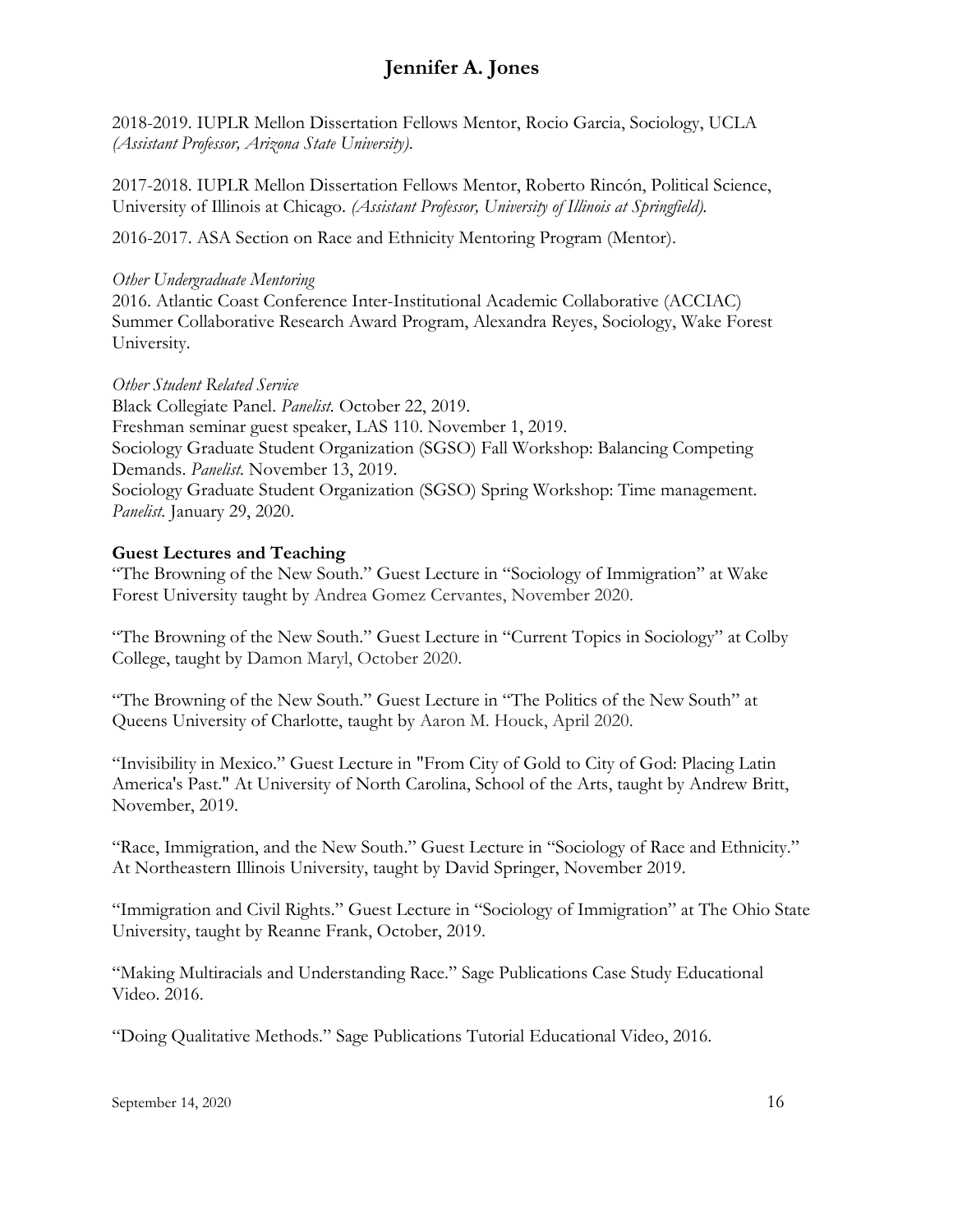2018-2019. IUPLR Mellon Dissertation Fellows Mentor, Rocio Garcia, Sociology, UCLA *(Assistant Professor, Arizona State University).*

2017-2018. IUPLR Mellon Dissertation Fellows Mentor, Roberto Rincón, Political Science, University of Illinois at Chicago. *(Assistant Professor, University of Illinois at Springfield).*

2016-2017. ASA Section on Race and Ethnicity Mentoring Program (Mentor).

*Other Undergraduate Mentoring*
2016. Atlantic Coast Conference Inter-Institutional Academic Collaborative (ACCIAC) Summer Collaborative Research Award Program, Alexandra Reyes, Sociology, Wake Forest University.

*Other Student Related Service*
Black Collegiate Panel. *Panelist.* October 22, 2019.
Freshman seminar guest speaker, LAS 110. November 1, 2019.
Sociology Graduate Student Organization (SGSO) Fall Workshop: Balancing Competing Demands. *Panelist.* November 13, 2019.
Sociology Graduate Student Organization (SGSO) Spring Workshop: Time management. *Panelist.* January 29, 2020.

**Guest Lectures and Teaching**
"The Browning of the New South." Guest Lecture in "Sociology of Immigration" at Wake Forest University taught by Andrea Gomez Cervantes, November 2020.

"The Browning of the New South." Guest Lecture in "Current Topics in Sociology" at Colby College, taught by Damon Maryl, October 2020.

"The Browning of the New South." Guest Lecture in "The Politics of the New South" at Queens University of Charlotte, taught by Aaron M. Houck, April 2020.

"Invisibility in Mexico." Guest Lecture in "From City of Gold to City of God: Placing Latin America's Past." At University of North Carolina, School of the Arts, taught by Andrew Britt, November, 2019.

"Race, Immigration, and the New South." Guest Lecture in "Sociology of Race and Ethnicity." At Northeastern Illinois University, taught by David Springer, November 2019.

"Immigration and Civil Rights." Guest Lecture in "Sociology of Immigration" at The Ohio State University, taught by Reanne Frank, October, 2019.

"Making Multiracials and Understanding Race." Sage Publications Case Study Educational Video. 2016.

"Doing Qualitative Methods." Sage Publications Tutorial Educational Video, 2016.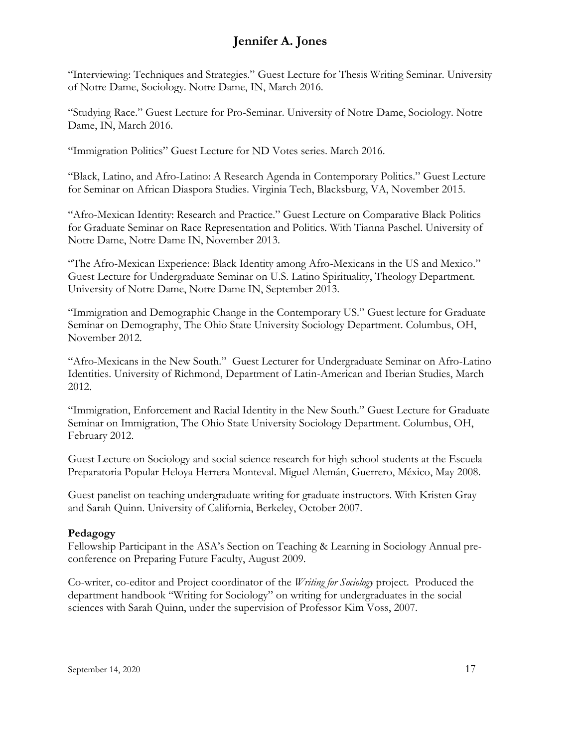"Interviewing: Techniques and Strategies." Guest Lecture for Thesis Writing Seminar. University of Notre Dame, Sociology. Notre Dame, IN, March 2016.

"Studying Race." Guest Lecture for Pro-Seminar. University of Notre Dame, Sociology. Notre Dame, IN, March 2016.

"Immigration Politics" Guest Lecture for ND Votes series. March 2016.

"Black, Latino, and Afro-Latino: A Research Agenda in Contemporary Politics." Guest Lecture for Seminar on African Diaspora Studies. Virginia Tech, Blacksburg, VA, November 2015.

"Afro-Mexican Identity: Research and Practice." Guest Lecture on Comparative Black Politics for Graduate Seminar on Race Representation and Politics. With Tianna Paschel. University of Notre Dame, Notre Dame IN, November 2013.

"The Afro-Mexican Experience: Black Identity among Afro-Mexicans in the US and Mexico." Guest Lecture for Undergraduate Seminar on U.S. Latino Spirituality, Theology Department. University of Notre Dame, Notre Dame IN, September 2013.

"Immigration and Demographic Change in the Contemporary US." Guest lecture for Graduate Seminar on Demography, The Ohio State University Sociology Department. Columbus, OH, November 2012.

"Afro-Mexicans in the New South." Guest Lecturer for Undergraduate Seminar on Afro-Latino Identities. University of Richmond, Department of Latin-American and Iberian Studies, March 2012.

"Immigration, Enforcement and Racial Identity in the New South." Guest Lecture for Graduate Seminar on Immigration, The Ohio State University Sociology Department. Columbus, OH, February 2012.

Guest Lecture on Sociology and social science research for high school students at the Escuela Preparatoria Popular Heloya Herrera Monteval. Miguel Alemán, Guerrero, México, May 2008.

Guest panelist on teaching undergraduate writing for graduate instructors. With Kristen Gray and Sarah Quinn. University of California, Berkeley, October 2007.

**Pedagogy**

Fellowship Participant in the ASA's Section on Teaching & Learning in Sociology Annual pre-conference on Preparing Future Faculty, August 2009.

Co-writer, co-editor and Project coordinator of the *Writing for Sociology* project. Produced the department handbook "Writing for Sociology" on writing for undergraduates in the social sciences with Sarah Quinn, under the supervision of Professor Kim Voss, 2007.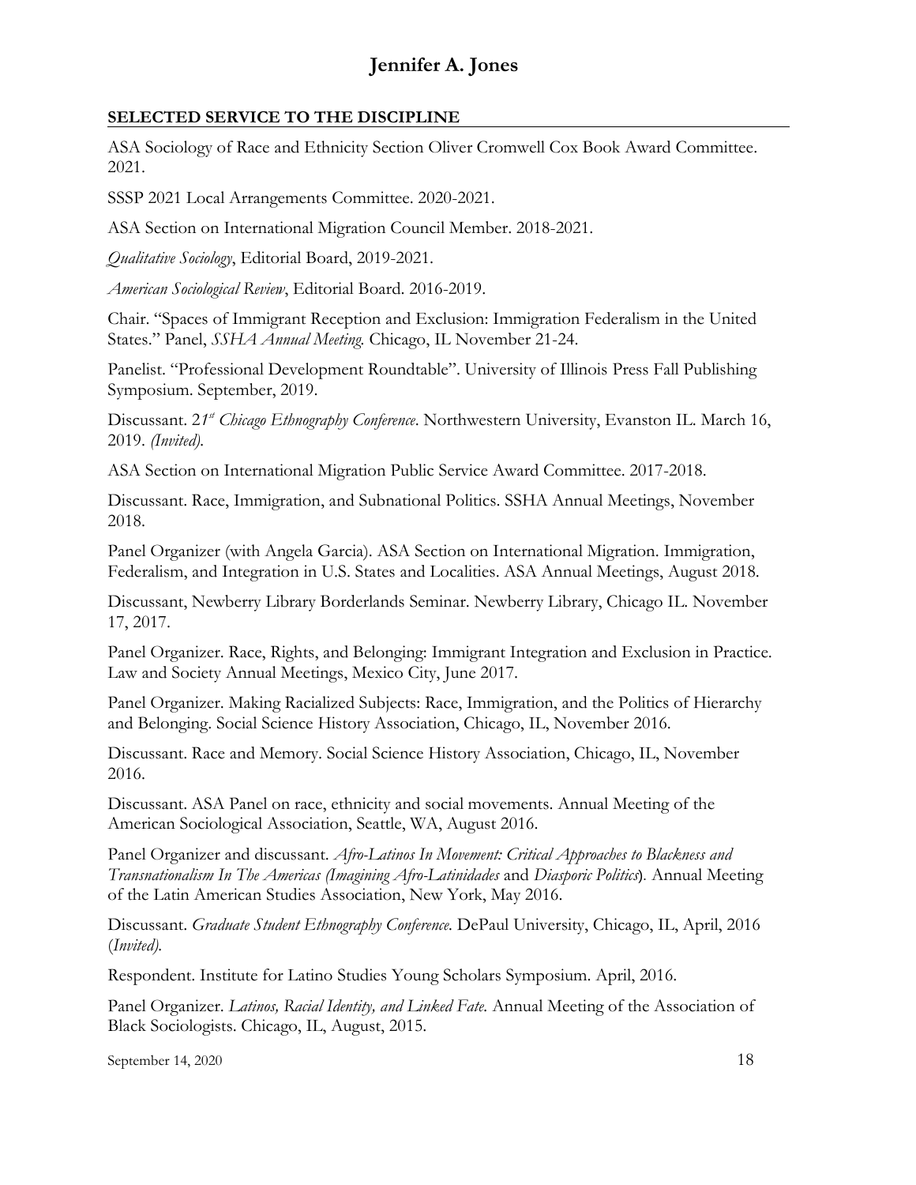## SELECTED SERVICE TO THE DISCIPLINE

ASA Sociology of Race and Ethnicity Section Oliver Cromwell Cox Book Award Committee. 2021.

SSSP 2021 Local Arrangements Committee. 2020-2021.

ASA Section on International Migration Council Member. 2018-2021.

*Qualitative Sociology*, Editorial Board, 2019-2021.

*American Sociological Review*, Editorial Board. 2016-2019.

Chair. "Spaces of Immigrant Reception and Exclusion: Immigration Federalism in the United States." Panel, *SSHA Annual Meeting.* Chicago, IL November 21-24.

Panelist. "Professional Development Roundtable". University of Illinois Press Fall Publishing Symposium. September, 2019.

Discussant. *21st Chicago Ethnography Conference*. Northwestern University, Evanston IL. March 16, 2019. *(Invited).*

ASA Section on International Migration Public Service Award Committee. 2017-2018.

Discussant. Race, Immigration, and Subnational Politics. SSHA Annual Meetings, November 2018.

Panel Organizer (with Angela Garcia). ASA Section on International Migration. Immigration, Federalism, and Integration in U.S. States and Localities. ASA Annual Meetings, August 2018.

Discussant, Newberry Library Borderlands Seminar. Newberry Library, Chicago IL. November 17, 2017.

Panel Organizer. Race, Rights, and Belonging: Immigrant Integration and Exclusion in Practice. Law and Society Annual Meetings, Mexico City, June 2017.

Panel Organizer. Making Racialized Subjects: Race, Immigration, and the Politics of Hierarchy and Belonging. Social Science History Association, Chicago, IL, November 2016.

Discussant. Race and Memory. Social Science History Association, Chicago, IL, November 2016.

Discussant. ASA Panel on race, ethnicity and social movements. Annual Meeting of the American Sociological Association, Seattle, WA, August 2016.

Panel Organizer and discussant. *Afro-Latinos In Movement: Critical Approaches to Blackness and Transnationalism In The Americas (Imagining Afro-Latinidades* and *Diasporic Politics*)*.* Annual Meeting of the Latin American Studies Association, New York, May 2016.

Discussant. *Graduate Student Ethnography Conference.* DePaul University, Chicago, IL, April, 2016 (*Invited).*

Respondent. Institute for Latino Studies Young Scholars Symposium. April, 2016.

Panel Organizer. *Latinos, Racial Identity, and Linked Fate.* Annual Meeting of the Association of Black Sociologists. Chicago, IL, August, 2015.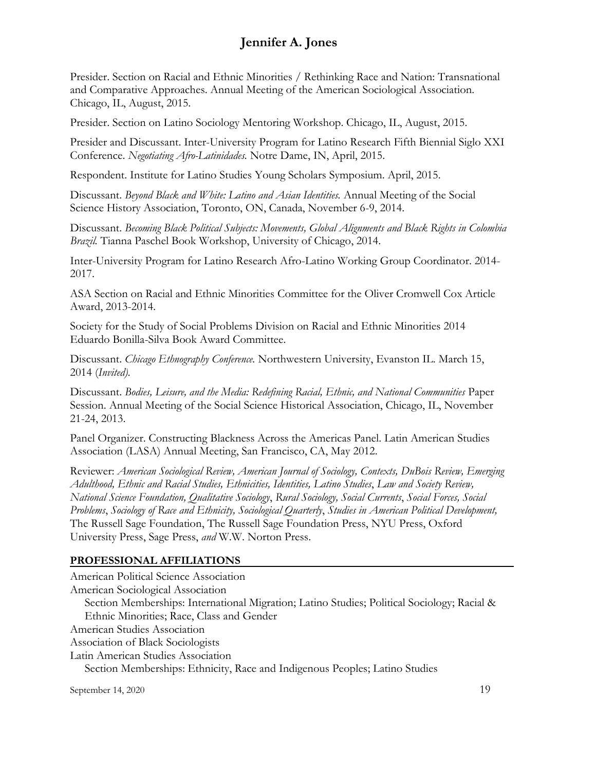Presider. Section on Racial and Ethnic Minorities / Rethinking Race and Nation: Transnational and Comparative Approaches. Annual Meeting of the American Sociological Association. Chicago, IL, August, 2015.

Presider. Section on Latino Sociology Mentoring Workshop. Chicago, IL, August, 2015.

Presider and Discussant. Inter-University Program for Latino Research Fifth Biennial Siglo XXI Conference. *Negotiating Afro-Latinidades.* Notre Dame, IN, April, 2015.

Respondent. Institute for Latino Studies Young Scholars Symposium. April, 2015.

Discussant. *Beyond Black and White: Latino and Asian Identities.* Annual Meeting of the Social Science History Association, Toronto, ON, Canada, November 6-9, 2014.

Discussant. *Becoming Black Political Subjects: Movements, Global Alignments and Black Rights in Colombia Brazil.* Tianna Paschel Book Workshop, University of Chicago, 2014.

Inter-University Program for Latino Research Afro-Latino Working Group Coordinator. 2014-2017.

ASA Section on Racial and Ethnic Minorities Committee for the Oliver Cromwell Cox Article Award, 2013-2014.

Society for the Study of Social Problems Division on Racial and Ethnic Minorities 2014 Eduardo Bonilla-Silva Book Award Committee.

Discussant. *Chicago Ethnography Conference.* Northwestern University, Evanston IL. March 15, 2014 (*Invited).*

Discussant. *Bodies, Leisure, and the Media: Redefining Racial, Ethnic, and National Communities* Paper Session. Annual Meeting of the Social Science Historical Association, Chicago, IL, November 21-24, 2013.

Panel Organizer. Constructing Blackness Across the Americas Panel. Latin American Studies Association (LASA) Annual Meeting, San Francisco, CA, May 2012.

Reviewer: *American Sociological Review, American Journal of Sociology, Contexts, DuBois Review, Emerging Adulthood, Ethnic and Racial Studies, Ethnicities, Identities, Latino Studies*, *Law and Society Review, National Science Foundation, Qualitative Sociology*, *Rural Sociology, Social Currents*, *Social Forces, Social Problems*, *Sociology of Race and Ethnicity, Sociological Quarterly*, *Studies in American Political Development,* The Russell Sage Foundation, The Russell Sage Foundation Press, NYU Press, Oxford University Press, Sage Press, *and* W.W. Norton Press.

## PROFESSIONAL AFFILIATIONS

American Political Science Association
American Sociological Association
  Section Memberships: International Migration; Latino Studies; Political Sociology; Racial & Ethnic Minorities; Race, Class and Gender
American Studies Association
Association of Black Sociologists
Latin American Studies Association
  Section Memberships: Ethnicity, Race and Indigenous Peoples; Latino Studies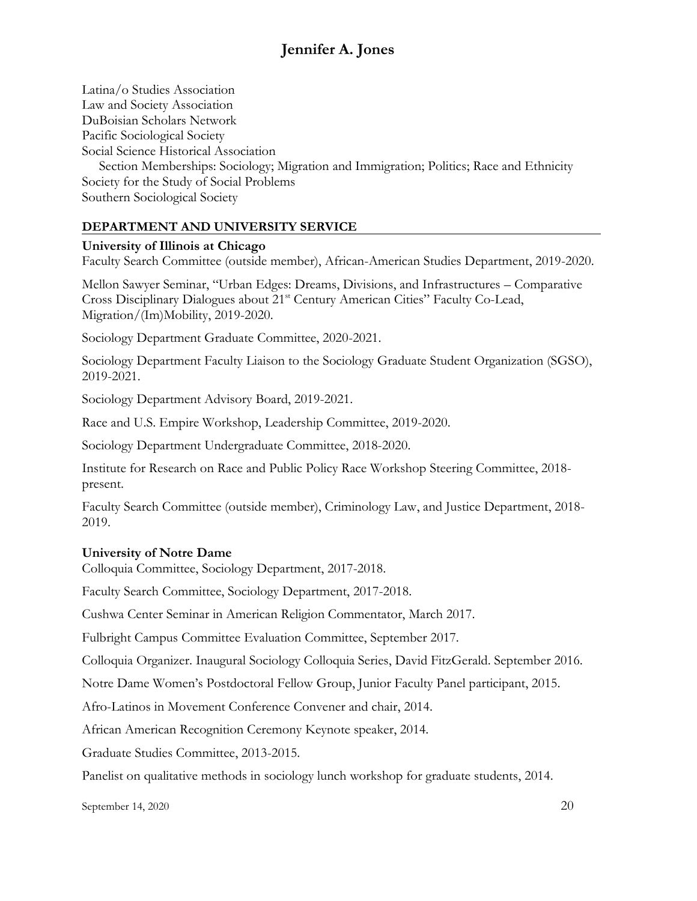Latina/o Studies Association
Law and Society Association
DuBoisian Scholars Network
Pacific Sociological Society
Social Science Historical Association
    Section Memberships: Sociology; Migration and Immigration; Politics; Race and Ethnicity
Society for the Study of Social Problems
Southern Sociological Society

## DEPARTMENT AND UNIVERSITY SERVICE

**University of Illinois at Chicago**
Faculty Search Committee (outside member), African-American Studies Department, 2019-2020.

Mellon Sawyer Seminar, "Urban Edges: Dreams, Divisions, and Infrastructures – Comparative Cross Disciplinary Dialogues about 21st Century American Cities" Faculty Co-Lead, Migration/(Im)Mobility, 2019-2020.

Sociology Department Graduate Committee, 2020-2021.

Sociology Department Faculty Liaison to the Sociology Graduate Student Organization (SGSO), 2019-2021.

Sociology Department Advisory Board, 2019-2021.

Race and U.S. Empire Workshop, Leadership Committee, 2019-2020.

Sociology Department Undergraduate Committee, 2018-2020.

Institute for Research on Race and Public Policy Race Workshop Steering Committee, 2018-present.

Faculty Search Committee (outside member), Criminology Law, and Justice Department, 2018-2019.

**University of Notre Dame**
Colloquia Committee, Sociology Department, 2017-2018.

Faculty Search Committee, Sociology Department, 2017-2018.

Cushwa Center Seminar in American Religion Commentator, March 2017.

Fulbright Campus Committee Evaluation Committee, September 2017.

Colloquia Organizer. Inaugural Sociology Colloquia Series, David FitzGerald. September 2016.

Notre Dame Women's Postdoctoral Fellow Group, Junior Faculty Panel participant, 2015.

Afro-Latinos in Movement Conference Convener and chair, 2014.

African American Recognition Ceremony Keynote speaker, 2014.

Graduate Studies Committee, 2013-2015.

Panelist on qualitative methods in sociology lunch workshop for graduate students, 2014.